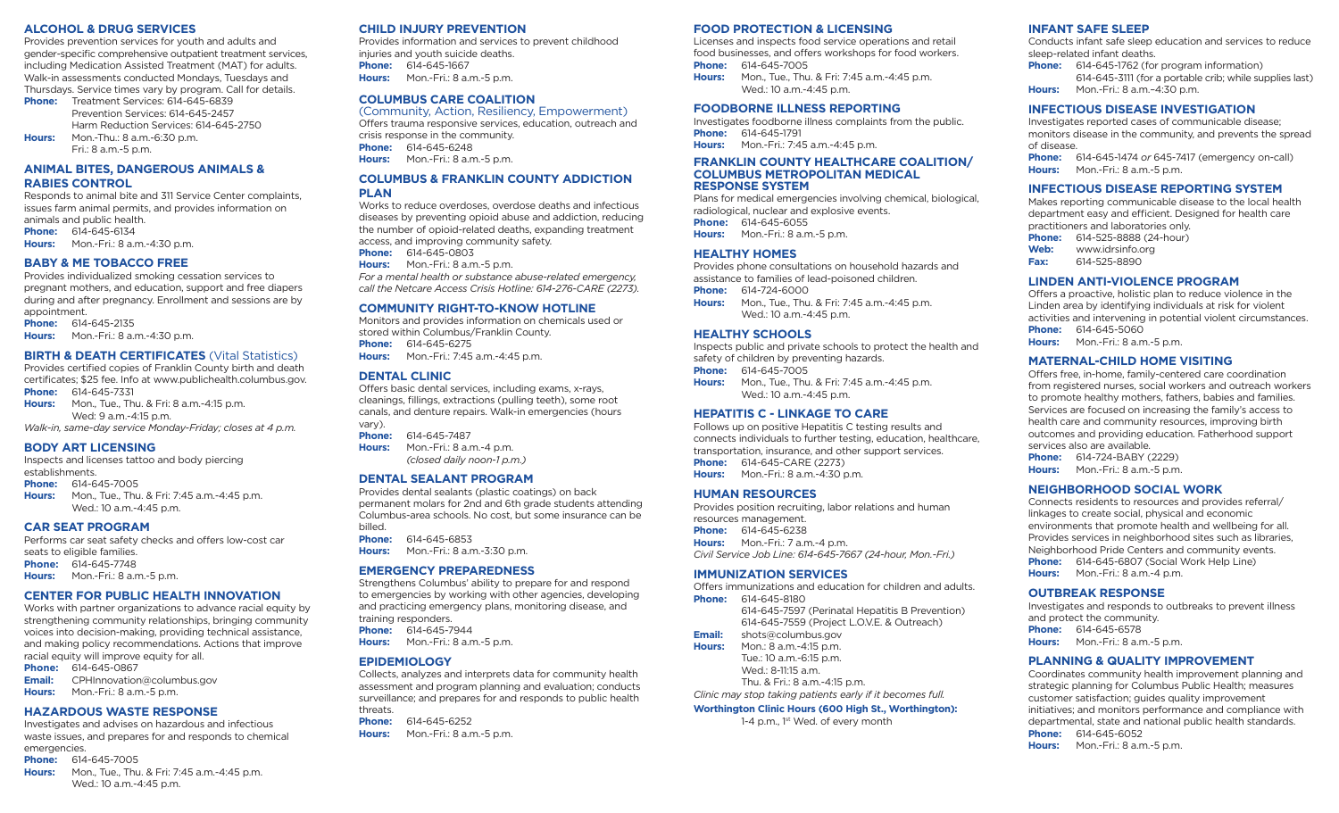## ALCOHOL & DRUG SERVICES

Provides prevention services for youth and adults and gender-specific comprehensive outpatient treatment services, including Medication Assisted Treatment (MAT) for adults. Walk-in assessments conducted Mondays, Tuesdays and Thursdays. Service times vary by program. Call for details.

**Phone:** Treatment Services: 614-645-6839
Prevention Services: 614-645-2457
Harm Reduction Services: 614-645-2750

**Hours:** Mon.-Thu.: 8 a.m.-6:30 p.m.
Fri.: 8 a.m.-5 p.m.

## ANIMAL BITES, DANGEROUS ANIMALS & RABIES CONTROL

Responds to animal bite and 311 Service Center complaints, issues farm animal permits, and provides information on animals and public health.

**Phone:** 614-645-6134

**Hours:** Mon.-Fri.: 8 a.m.-4:30 p.m.

## BABY & ME TOBACCO FREE

Provides individualized smoking cessation services to pregnant mothers, and education, support and free diapers during and after pregnancy. Enrollment and sessions are by appointment.

**Phone:** 614-645-2135

**Hours:** Mon.-Fri.: 8 a.m.-4:30 p.m.

## BIRTH & DEATH CERTIFICATES (Vital Statistics)

Provides certified copies of Franklin County birth and death certificates; $25 fee. Info at www.publichealth.columbus.gov.

**Phone:** 614-645-7331

**Hours:** Mon., Tue., Thu. & Fri: 8 a.m.-4:15 p.m.
Wed: 9 a.m.-4:15 p.m.

*Walk-in, same-day service Monday-Friday; closes at 4 p.m.*

## BODY ART LICENSING

Inspects and licenses tattoo and body piercing establishments.

**Phone:** 614-645-7005

**Hours:** Mon., Tue., Thu. & Fri: 7:45 a.m.-4:45 p.m.
Wed.: 10 a.m.-4:45 p.m.

## CAR SEAT PROGRAM

Performs car seat safety checks and offers low-cost car seats to eligible families.

**Phone:** 614-645-7748

**Hours:** Mon.-Fri.: 8 a.m.-5 p.m.

## CENTER FOR PUBLIC HEALTH INNOVATION

Works with partner organizations to advance racial equity by strengthening community relationships, bringing community voices into decision-making, providing technical assistance, and making policy recommendations. Actions that improve racial equity will improve equity for all.

**Phone:** 614-645-0867

**Email:** CPHInnovation@columbus.gov

**Hours:** Mon.-Fri.: 8 a.m.-5 p.m.

## HAZARDOUS WASTE RESPONSE

Investigates and advises on hazardous and infectious waste issues, and prepares for and responds to chemical emergencies.

**Phone:** 614-645-7005

**Hours:** Mon., Tue., Thu. & Fri: 7:45 a.m.-4:45 p.m.
Wed.: 10 a.m.-4:45 p.m.

## CHILD INJURY PREVENTION

Provides information and services to prevent childhood injuries and youth suicide deaths.

**Phone:** 614-645-1667

**Hours:** Mon.-Fri.: 8 a.m.-5 p.m.

## COLUMBUS CARE COALITION

(Community, Action, Resiliency, Empowerment)

Offers trauma responsive services, education, outreach and crisis response in the community.

**Phone:** 614-645-6248

**Hours:** Mon.-Fri.: 8 a.m.-5 p.m.

## COLUMBUS & FRANKLIN COUNTY ADDICTION PLAN

Works to reduce overdoses, overdose deaths and infectious diseases by preventing opioid abuse and addiction, reducing the number of opioid-related deaths, expanding treatment access, and improving community safety.

**Phone:** 614-645-0803

**Hours:** Mon.-Fri.: 8 a.m.-5 p.m.

*For a mental health or substance abuse-related emergency, call the Netcare Access Crisis Hotline: 614-276-CARE (2273).*

## COMMUNITY RIGHT-TO-KNOW HOTLINE

Monitors and provides information on chemicals used or stored within Columbus/Franklin County.

**Phone:** 614-645-6275

**Hours:** Mon.-Fri.: 7:45 a.m.-4:45 p.m.

## DENTAL CLINIC

Offers basic dental services, including exams, x-rays, cleanings, fillings, extractions (pulling teeth), some root canals, and denture repairs. Walk-in emergencies (hours vary).

**Phone:** 614-645-7487

**Hours:** Mon.-Fri.: 8 a.m.-4 p.m.
*(closed daily noon-1 p.m.)*

## DENTAL SEALANT PROGRAM

Provides dental sealants (plastic coatings) on back permanent molars for 2nd and 6th grade students attending Columbus-area schools. No cost, but some insurance can be billed.

**Phone:** 614-645-6853

**Hours:** Mon.-Fri.: 8 a.m.-3:30 p.m.

## EMERGENCY PREPAREDNESS

Strengthens Columbus' ability to prepare for and respond to emergencies by working with other agencies, developing and practicing emergency plans, monitoring disease, and training responders.

**Phone:** 614-645-7944

**Hours:** Mon.-Fri.: 8 a.m.-5 p.m.

## EPIDEMIOLOGY

Collects, analyzes and interprets data for community health assessment and program planning and evaluation; conducts surveillance; and prepares for and responds to public health threats.

**Phone:** 614-645-6252

**Hours:** Mon.-Fri.: 8 a.m.-5 p.m.

## FOOD PROTECTION & LICENSING

Licenses and inspects food service operations and retail food businesses, and offers workshops for food workers.

**Phone:** 614-645-7005

**Hours:** Mon., Tue., Thu. & Fri: 7:45 a.m.-4:45 p.m.
Wed.: 10 a.m.-4:45 p.m.

## FOODBORNE ILLNESS REPORTING

Investigates foodborne illness complaints from the public.

**Phone:** 614-645-1791

**Hours:** Mon.-Fri.: 7:45 a.m.-4:45 p.m.

## FRANKLIN COUNTY HEALTHCARE COALITION/ COLUMBUS METROPOLITAN MEDICAL RESPONSE SYSTEM

Plans for medical emergencies involving chemical, biological, radiological, nuclear and explosive events.

**Phone:** 614-645-6055

**Hours:** Mon.-Fri.: 8 a.m.-5 p.m.

## HEALTHY HOMES

Provides phone consultations on household hazards and assistance to families of lead-poisoned children.

**Phone:** 614-724-6000

**Hours:** Mon., Tue., Thu. & Fri: 7:45 a.m.-4:45 p.m.
Wed.: 10 a.m.-4:45 p.m.

## HEALTHY SCHOOLS

Inspects public and private schools to protect the health and safety of children by preventing hazards.

**Phone:** 614-645-7005

**Hours:** Mon., Tue., Thu. & Fri: 7:45 a.m.-4:45 p.m.
Wed.: 10 a.m.-4:45 p.m.

## HEPATITIS C - LINKAGE TO CARE

Follows up on positive Hepatitis C testing results and connects individuals to further testing, education, healthcare, transportation, insurance, and other support services.

**Phone:** 614-645-CARE (2273)

**Hours:** Mon.-Fri.: 8 a.m.-4:30 p.m.

## HUMAN RESOURCES

Provides position recruiting, labor relations and human resources management.

**Phone:** 614-645-6238

**Hours:** Mon.-Fri.: 7 a.m.-4 p.m.

*Civil Service Job Line: 614-645-7667 (24-hour, Mon.-Fri.)*

## IMMUNIZATION SERVICES

Offers immunizations and education for children and adults.

**Phone:** 614-645-8180
614-645-7597 (Perinatal Hepatitis B Prevention)
614-645-7559 (Project L.O.V.E. & Outreach)

**Email:** shots@columbus.gov

**Hours:** Mon.: 8 a.m.-4:15 p.m.
Tue.: 10 a.m.-6:15 p.m.
Wed.: 8-11:15 a.m.
Thu. & Fri.: 8 a.m.-4:15 p.m.

*Clinic may stop taking patients early if it becomes full.*

**Worthington Clinic Hours (600 High St., Worthington):**
1-4 p.m., 1st Wed. of every month

## INFANT SAFE SLEEP

Conducts infant safe sleep education and services to reduce sleep-related infant deaths.

**Phone:** 614-645-1762 (for program information)
614-645-3111 (for a portable crib; while supplies last)

**Hours:** Mon.-Fri.: 8 a.m.-4:30 p.m.

## INFECTIOUS DISEASE INVESTIGATION

Investigates reported cases of communicable disease; monitors disease in the community, and prevents the spread of disease.

**Phone:** 614-645-1474 *or* 645-7417 (emergency on-call)

**Hours:** Mon.-Fri.: 8 a.m.-5 p.m.

## INFECTIOUS DISEASE REPORTING SYSTEM

Makes reporting communicable disease to the local health department easy and efficient. Designed for health care practitioners and laboratories only.

**Phone:** 614-525-8888 (24-hour)

**Web:** www.idrsinfo.org

**Fax:** 614-525-8890

## LINDEN ANTI-VIOLENCE PROGRAM

Offers a proactive, holistic plan to reduce violence in the Linden area by identifying individuals at risk for violent activities and intervening in potential violent circumstances.

**Phone:** 614-645-5060

**Hours:** Mon.-Fri.: 8 a.m.-5 p.m.

## MATERNAL-CHILD HOME VISITING

Offers free, in-home, family-centered care coordination from registered nurses, social workers and outreach workers to promote healthy mothers, fathers, babies and families. Services are focused on increasing the family's access to health care and community resources, improving birth outcomes and providing education. Fatherhood support services also are available.

**Phone:** 614-724-BABY (2229)

**Hours:** Mon.-Fri.: 8 a.m.-5 p.m.

## NEIGHBORHOOD SOCIAL WORK

Connects residents to resources and provides referral/ linkages to create social, physical and economic environments that promote health and wellbeing for all. Provides services in neighborhood sites such as libraries, Neighborhood Pride Centers and community events.

**Phone:** 614-645-6807 (Social Work Help Line)

**Hours:** Mon.-Fri.: 8 a.m.-4 p.m.

## OUTBREAK RESPONSE

Investigates and responds to outbreaks to prevent illness and protect the community.

**Phone:** 614-645-6578

**Hours:** Mon.-Fri.: 8 a.m.-5 p.m.

## PLANNING & QUALITY IMPROVEMENT

Coordinates community health improvement planning and strategic planning for Columbus Public Health; measures customer satisfaction; guides quality improvement initiatives; and monitors performance and compliance with departmental, state and national public health standards.

**Phone:** 614-645-6052

**Hours:** Mon.-Fri.: 8 a.m.-5 p.m.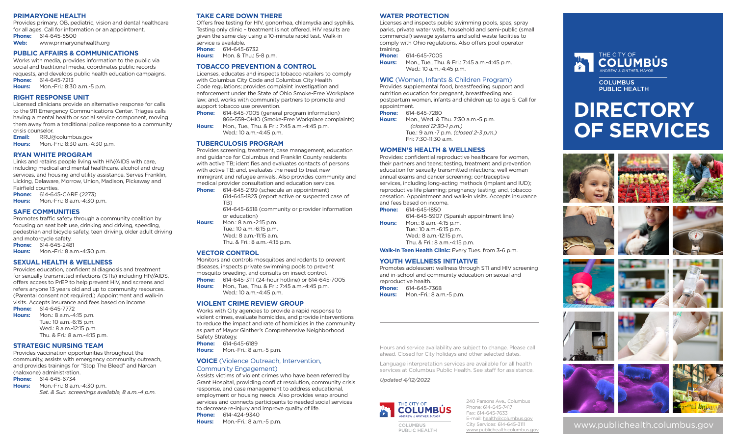## PRIMARYONE HEALTH

Provides primary, OB, pediatric, vision and dental healthcare for all ages. Call for information or an appointment.

**Phone:** 614-645-5500
**Web:** www.primaryonehealth.org

## PUBLIC AFFAIRS & COMMUNICATIONS

Works with media, provides information to the public via social and traditional media, coordinates public records requests, and develops public health education campaigns.

**Phone:** 614-645-7213
**Hours:** Mon.-Fri.: 8:30 a.m.-5 p.m.

## RIGHT RESPONSE UNIT

Licensed clinicians provide an alternative response for calls to the 911 Emergency Communications Center. Triages calls having a mental health or social service component, moving them away from a traditional police response to a community crisis counselor.

**Email:** RRU@columbus.gov
**Hours:** Mon.-Fri.: 8:30 a.m.-4:30 p.m.

## RYAN WHITE PROGRAM

Links and retains people living with HIV/AIDS with care, including medical and mental healthcare, alcohol and drug services, and housing and utility assistance. Serves Franklin, Licking, Delaware, Morrow, Union, Madison, Pickaway and Fairfield counties.

**Phone:** 614-645-CARE (2273)
**Hours:** Mon.-Fri.: 8 a.m.-4:30 p.m.

## SAFE COMMUNITIES

Promotes traffic safety through a community coalition by focusing on seat belt use, drinking and driving, speeding, pedestrian and bicycle safety, teen driving, older adult driving and motorcycle safety.

**Phone:** 614-645-2481
**Hours:** Mon.-Fri.: 8 a.m.-4:30 p.m.

## SEXUAL HEALTH & WELLNESS

Provides education, confidential diagnosis and treatment for sexually transmitted infections (STIs) including HIV/AIDS, offers access to PrEP to help prevent HIV, and screens and refers anyone 13 years old and up to community resources. (Parental consent not required.) Appointment and walk-in visits. Accepts insurance and fees based on income.

**Phone:** 614-645-7772
**Hours:** Mon.: 8 a.m.-4:15 p.m.
Tue.: 10 a.m.-6:15 p.m.
Wed.: 8 a.m.-12:15 p.m.
Thu. & Fri.: 8 a.m.-4:15 p.m.

## STRATEGIC NURSING TEAM

Provides vaccination opportunities throughout the community, assists with emergency community outreach, and provides trainings for "Stop The Bleed" and Narcan (naloxone) administration.

**Phone:** 614-645-6734
**Hours:** Mon.-Fri.: 8 a.m.-4:30 p.m.
*Sat. & Sun. screenings available, 8 a.m.-4 p.m.*

## TAKE CARE DOWN THERE

Offers free testing for HIV, gonorrhea, chlamydia and syphilis. Testing only clinic – treatment is not offered. HIV results are given the same day using a 10-minute rapid test. Walk-in service is available.

**Phone:** 614-645-6732
**Hours:** Mon. & Thu.: 5-8 p.m.

## TOBACCO PREVENTION & CONTROL

Licenses, educates and inspects tobacco retailers to comply with Columbus City Code and Columbus City Health Code regulations; provides complaint investigation and enforcement under the State of Ohio Smoke-Free Workplace law; and, works with community partners to promote and support tobacco use prevention.

**Phone:** 614-645-7005 (general program information)
866-559-OHIO (Smoke-Free Workplace complaints)
**Hours:** Mon., Tue., Thu. & Fri.: 7:45 a.m.-4:45 p.m.
Wed.: 10 a.m.-4:45 p.m.

## TUBERCULOSIS PROGRAM

Provides screening, treatment, case management, education and guidance for Columbus and Franklin County residents with active TB; identifies and evaluates contacts of persons with active TB; and, evaluates the need to treat new immigrant and refugee arrivals. Also provides community and medical provider consultation and education services.

**Phone:** 614-645-2199 (schedule an appointment)
614-645-1823 (report active or suspected case of TB)
614-645-6518 (community or provider information or education)
**Hours:** Mon.: 8 a.m.-2:15 p.m.
Tue.: 10 a.m.-6:15 p.m.
Wed.: 8 a.m.-11:15 a.m.
Thu. & Fri.: 8 a.m.-4:15 p.m.

## VECTOR CONTROL

Monitors and controls mosquitoes and rodents to prevent diseases, inspects private swimming pools to prevent mosquito breeding, and consults on insect control.

**Phone:** 614-645-3111 (24-hour hotline) or 614-645-7005
**Hours:** Mon., Tue., Thu. & Fri.: 7:45 a.m.-4:45 p.m.
Wed.: 10 a.m.-4:45 p.m.

## VIOLENT CRIME REVIEW GROUP

Works with City agencies to provide a rapid response to violent crimes, evaluate homicides, and provide interventions to reduce the impact and rate of homicides in the community as part of Mayor Ginther's Comprehensive Neighborhood Safety Strategy.

**Phone:** 614-645-6189
**Hours:** Mon.-Fri.: 8 a.m.-5 p.m.

## VOICE (Violence Outreach, Intervention, Community Engagement)

Assists victims of violent crimes who have been referred by Grant Hospital, providing conflict resolution, community crisis response, and case management to address educational, employment or housing needs. Also provides wrap around services and connects participants to needed social services to decrease re-injury and improve quality of life.

**Phone:** 614-424-9340
**Hours:** Mon.-Fri.: 8 a.m.-5 p.m.

## WATER PROTECTION

Licenses and inspects public swimming pools, spas, spray parks, private water wells, household and semi-public (small commercial) sewage systems and solid waste facilities to comply with Ohio regulations. Also offers pool operator training.

**Phone:** 614-645-7005
**Hours:** Mon., Tue., Thu. & Fri.: 7:45 a.m.-4:45 p.m.
Wed.: 10 a.m.-4:45 p.m.

## WIC (Women, Infants & Children Program)

Provides supplemental food, breastfeeding support and nutrition education for pregnant, breastfeeding and postpartum women, infants and children up to age 5. Call for appointment.

**Phone:** 614-645-7280
**Hours:** Mon., Wed. & Thu. 7:30 a.m.-5 p.m.
*(closed 12:30-1 p.m.)*
Tue.: 9 a.m.-7 p.m. *(closed 2-3 p.m.)*
Fri: 7:30-11:30 a.m.

## WOMEN'S HEALTH & WELLNESS

Provides: confidential reproductive healthcare for women, their partners and teens; testing, treatment and prevention education for sexually transmitted infections; well woman annual exams and cancer screening; contraceptive services, including long-acting methods (implant and IUD); reproductive life planning; pregnancy testing; and, tobacco cessation. Appointment and walk-in visits. Accepts insurance and fees based on income.

**Phone:** 614-645-1850
614-645-5907 (Spanish appointment line)
**Hours:** Mon.: 8 a.m.-4:15 p.m.
Tue.: 10 a.m.-6:15 p.m.
Wed.: 8 a.m.-12:15 p.m.
Thu. & Fri.: 8 a.m.-4:15 p.m.

**Walk-In Teen Health Clinic:** Every Tues. from 3-6 p.m.

## YOUTH WELLNESS INITIATIVE

Promotes adolescent wellness through STI and HIV screening and in-school and community education on sexual and reproductive health.

**Phone:** 614-645-7368
**Hours:** Mon.-Fri.: 8 a.m.-5 p.m.

---

Hours and service availability are subject to change. Please call ahead. Closed for City holidays and other selected dates.

Language interpretation services are available for all health services at Columbus Public Health. See staff for assistance.

***Updated 4/12/2022***

THE CITY OF COLUMBUS
ANDREW J. GINTHER, MAYOR
COLUMBUS PUBLIC HEALTH

240 Parsons Ave., Columbus
Phone: 614-645-7417
Fax: 614-645-7633
E-mail: health@columbus.gov
City Services: 614-645-3111
www.publichealth.columbus.gov

THE CITY OF COLUMBUS
ANDREW J. GINTHER, MAYOR
COLUMBUS PUBLIC HEALTH

# DIRECTORY OF SERVICES

www.publichealth.columbus.gov